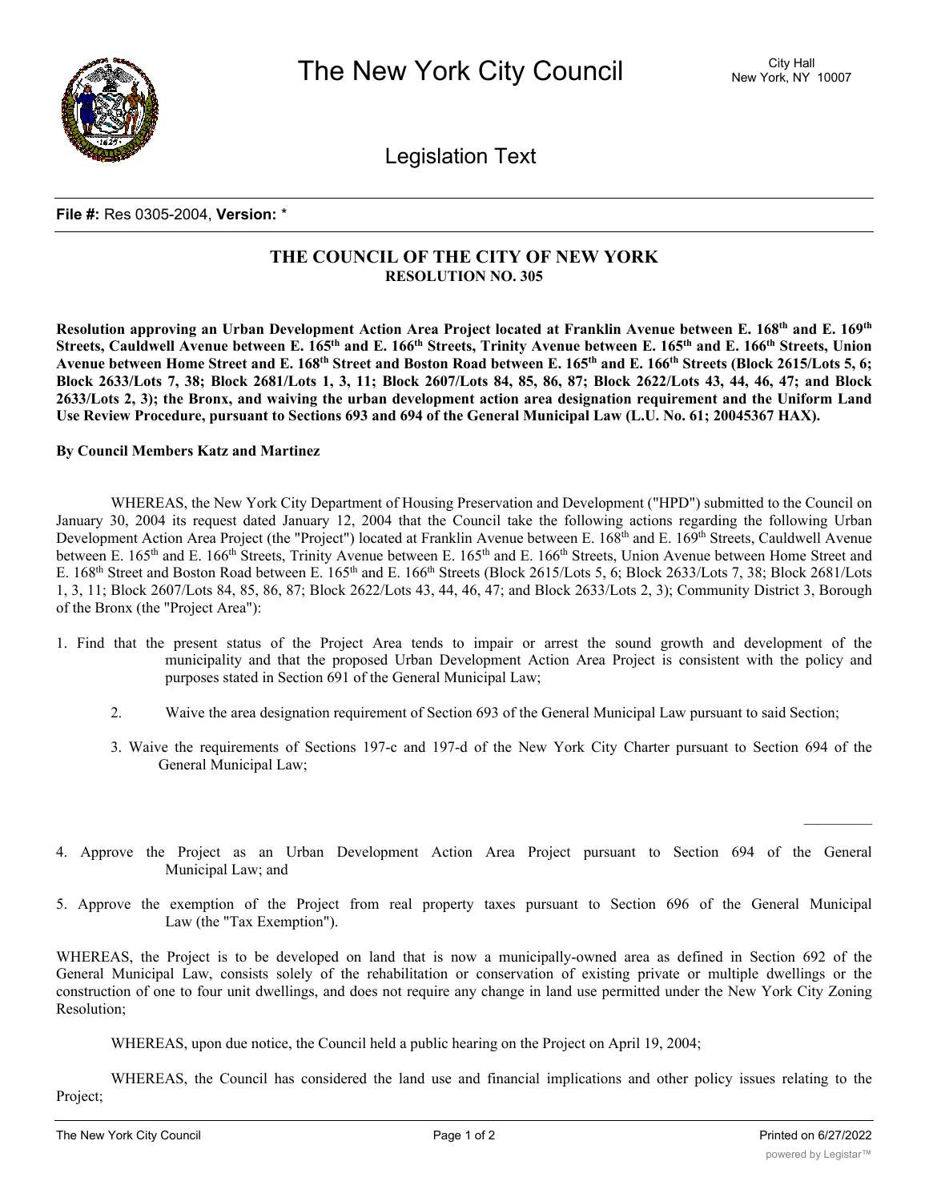**File #:** Res 0305-2004, **Version:** *

## THE COUNCIL OF THE CITY OF NEW YORK
### RESOLUTION NO. 305

**Resolution approving an Urban Development Action Area Project located at Franklin Avenue between E. 168th and E. 169th Streets, Cauldwell Avenue between E. 165th and E. 166th Streets, Trinity Avenue between E. 165th and E. 166th Streets, Union Avenue between Home Street and E. 168th Street and Boston Road between E. 165th and E. 166th Streets (Block 2615/Lots 5, 6; Block 2633/Lots 7, 38; Block 2681/Lots 1, 3, 11; Block 2607/Lots 84, 85, 86, 87; Block 2622/Lots 43, 44, 46, 47; and Block 2633/Lots 2, 3); the Bronx, and waiving the urban development action area designation requirement and the Uniform Land Use Review Procedure, pursuant to Sections 693 and 694 of the General Municipal Law (L.U. No. 61; 20045367 HAX).**

**By Council Members Katz and Martinez**

WHEREAS, the New York City Department of Housing Preservation and Development ("HPD") submitted to the Council on January 30, 2004 its request dated January 12, 2004 that the Council take the following actions regarding the following Urban Development Action Area Project (the "Project") located at Franklin Avenue between E. 168th and E. 169th Streets, Cauldwell Avenue between E. 165th and E. 166th Streets, Trinity Avenue between E. 165th and E. 166th Streets, Union Avenue between Home Street and E. 168th Street and Boston Road between E. 165th and E. 166th Streets (Block 2615/Lots 5, 6; Block 2633/Lots 7, 38; Block 2681/Lots 1, 3, 11; Block 2607/Lots 84, 85, 86, 87; Block 2622/Lots 43, 44, 46, 47; and Block 2633/Lots 2, 3); Community District 3, Borough of the Bronx (the "Project Area"):

1. Find that the present status of the Project Area tends to impair or arrest the sound growth and development of the municipality and that the proposed Urban Development Action Area Project is consistent with the policy and purposes stated in Section 691 of the General Municipal Law;
2. Waive the area designation requirement of Section 693 of the General Municipal Law pursuant to said Section;
3. Waive the requirements of Sections 197-c and 197-d of the New York City Charter pursuant to Section 694 of the General Municipal Law;
4. Approve the Project as an Urban Development Action Area Project pursuant to Section 694 of the General Municipal Law; and
5. Approve the exemption of the Project from real property taxes pursuant to Section 696 of the General Municipal Law (the "Tax Exemption").

WHEREAS, the Project is to be developed on land that is now a municipally-owned area as defined in Section 692 of the General Municipal Law, consists solely of the rehabilitation or conservation of existing private or multiple dwellings or the construction of one to four unit dwellings, and does not require any change in land use permitted under the New York City Zoning Resolution;

WHEREAS, upon due notice, the Council held a public hearing on the Project on April 19, 2004;

WHEREAS, the Council has considered the land use and financial implications and other policy issues relating to the Project;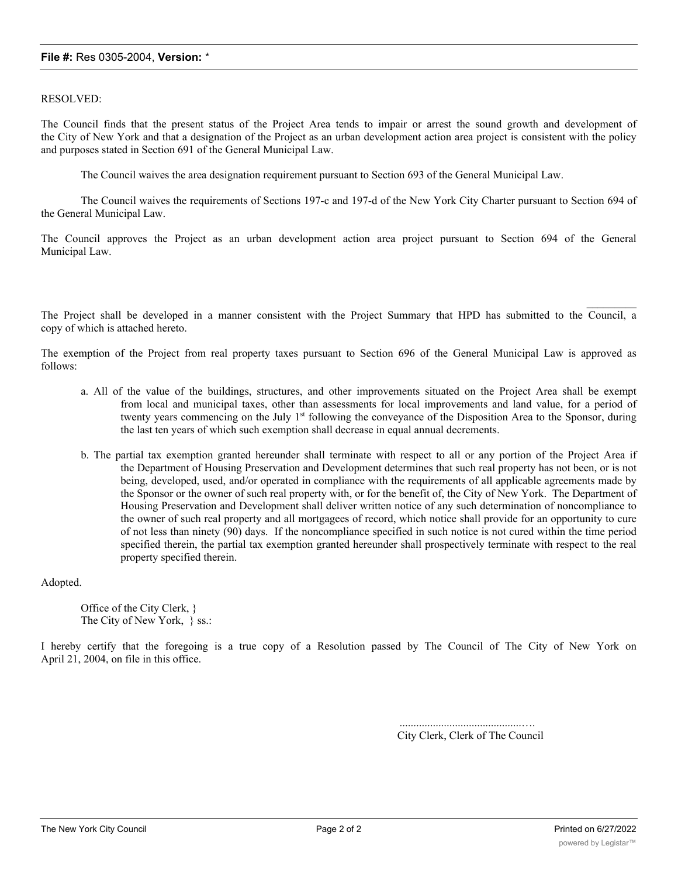RESOLVED:

The Council finds that the present status of the Project Area tends to impair or arrest the sound growth and development of the City of New York and that a designation of the Project as an urban development action area project is consistent with the policy and purposes stated in Section 691 of the General Municipal Law.

The Council waives the area designation requirement pursuant to Section 693 of the General Municipal Law.

The Council waives the requirements of Sections 197-c and 197-d of the New York City Charter pursuant to Section 694 of the General Municipal Law.

The Council approves the Project as an urban development action area project pursuant to Section 694 of the General Municipal Law.

The Project shall be developed in a manner consistent with the Project Summary that HPD has submitted to the Council, a copy of which is attached hereto.

The exemption of the Project from real property taxes pursuant to Section 696 of the General Municipal Law is approved as follows:

a. All of the value of the buildings, structures, and other improvements situated on the Project Area shall be exempt from local and municipal taxes, other than assessments for local improvements and land value, for a period of twenty years commencing on the July 1st following the conveyance of the Disposition Area to the Sponsor, during the last ten years of which such exemption shall decrease in equal annual decrements.

b. The partial tax exemption granted hereunder shall terminate with respect to all or any portion of the Project Area if the Department of Housing Preservation and Development determines that such real property has not been, or is not being, developed, used, and/or operated in compliance with the requirements of all applicable agreements made by the Sponsor or the owner of such real property with, or for the benefit of, the City of New York. The Department of Housing Preservation and Development shall deliver written notice of any such determination of noncompliance to the owner of such real property and all mortgagees of record, which notice shall provide for an opportunity to cure of not less than ninety (90) days. If the noncompliance specified in such notice is not cured within the time period specified therein, the partial tax exemption granted hereunder shall prospectively terminate with respect to the real property specified therein.

Adopted.

Office of the City Clerk, }
The City of New York, } ss.:

I hereby certify that the foregoing is a true copy of a Resolution passed by The Council of The City of New York on April 21, 2004, on file in this office.

.............................................…
City Clerk, Clerk of The Council